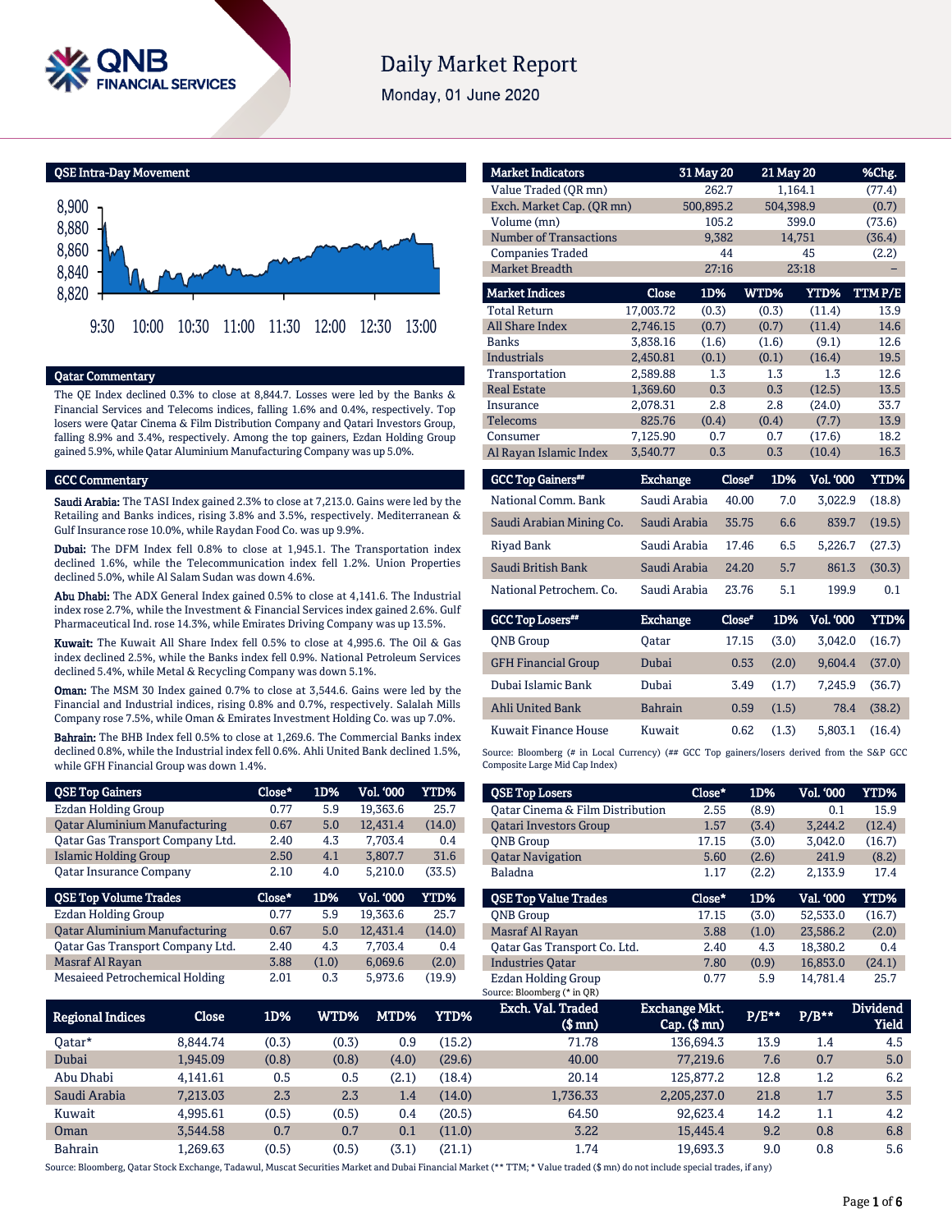# Daily Market Report

Monday, 01 June 2020

## QSE Intra-Day Movement

## Qatar Commentary

The QE Index declined 0.3% to close at 8,844.7. Losses were led by the Banks & Financial Services and Telecoms indices, falling 1.6% and 0.4%, respectively. Top losers were Qatar Cinema & Film Distribution Company and Qatari Investors Group, falling 8.9% and 3.4%, respectively. Among the top gainers, Ezdan Holding Group gained 5.9%, while Qatar Aluminium Manufacturing Company was up 5.0%.

## GCC Commentary

**Saudi Arabia:** The TASI Index gained 2.3% to close at 7,213.0. Gains were led by the Retailing and Banks indices, rising 3.8% and 3.5%, respectively. Mediterranean & Gulf Insurance rose 10.0%, while Raydan Food Co. was up 9.9%.

**Dubai:** The DFM Index fell 0.8% to close at 1,945.1. The Transportation index declined 1.6%, while the Telecommunication index fell 1.2%. Union Properties declined 5.0%, while Al Salam Sudan was down 4.6%.

**Abu Dhabi:** The ADX General Index gained 0.5% to close at 4,141.6. The Industrial index rose 2.7%, while the Investment & Financial Services index gained 2.6%. Gulf Pharmaceutical Ind. rose 14.3%, while Emirates Driving Company was up 13.5%.

**Kuwait:** The Kuwait All Share Index fell 0.5% to close at 4,995.6. The Oil & Gas index declined 2.5%, while the Banks index fell 0.9%. National Petroleum Services declined 5.4%, while Metal & Recycling Company was down 5.1%.

**Oman:** The MSM 30 Index gained 0.7% to close at 3,544.6. Gains were led by the Financial and Industrial indices, rising 0.8% and 0.7%, respectively. Salalah Mills Company rose 7.5%, while Oman & Emirates Investment Holding Co. was up 7.0%.

**Bahrain:** The BHB Index fell 0.5% to close at 1,269.6. The Commercial Banks index declined 0.8%, while the Industrial index fell 0.6%. Ahli United Bank declined 1.5%, while GFH Financial Group was down 1.4%.

| Market Indicators | 31 May 20 | 21 May 20 | %Chg. |
|---|---|---|---|
| Value Traded (QR mn) | 262.7 | 1,164.1 | (77.4) |
| Exch. Market Cap. (QR mn) | 500,895.2 | 504,398.9 | (0.7) |
| Volume (mn) | 105.2 | 399.0 | (73.6) |
| Number of Transactions | 9,382 | 14,751 | (36.4) |
| Companies Traded | 44 | 45 | (2.2) |
| Market Breadth | 27:16 | 23:18 | – |

| Market Indices | Close | 1D% | WTD% | YTD% | TTM P/E |
|---|---|---|---|---|---|
| Total Return | 17,003.72 | (0.3) | (0.3) | (11.4) | 13.9 |
| All Share Index | 2,746.15 | (0.7) | (0.7) | (11.4) | 14.6 |
| Banks | 3,838.16 | (1.6) | (1.6) | (9.1) | 12.6 |
| Industrials | 2,450.81 | (0.1) | (0.1) | (16.4) | 19.5 |
| Transportation | 2,589.88 | 1.3 | 1.3 | 1.3 | 12.6 |
| Real Estate | 1,369.60 | 0.3 | 0.3 | (12.5) | 13.5 |
| Insurance | 2,078.31 | 2.8 | 2.8 | (24.0) | 33.7 |
| Telecoms | 825.76 | (0.4) | (0.4) | (7.7) | 13.9 |
| Consumer | 7,125.90 | 0.7 | 0.7 | (17.6) | 18.2 |
| Al Rayan Islamic Index | 3,540.77 | 0.3 | 0.3 | (10.4) | 16.3 |

| GCC Top Gainers## | Exchange | Close# | 1D% | Vol. '000 | YTD% |
|---|---|---|---|---|---|
| National Comm. Bank | Saudi Arabia | 40.00 | 7.0 | 3,022.9 | (18.8) |
| Saudi Arabian Mining Co. | Saudi Arabia | 35.75 | 6.6 | 839.7 | (19.5) |
| Riyad Bank | Saudi Arabia | 17.46 | 6.5 | 5,226.7 | (27.3) |
| Saudi British Bank | Saudi Arabia | 24.20 | 5.7 | 861.3 | (30.3) |
| National Petrochem. Co. | Saudi Arabia | 23.76 | 5.1 | 199.9 | 0.1 |

| GCC Top Losers## | Exchange | Close# | 1D% | Vol. '000 | YTD% |
|---|---|---|---|---|---|
| QNB Group | Qatar | 17.15 | (3.0) | 3,042.0 | (16.7) |
| GFH Financial Group | Dubai | 0.53 | (2.0) | 9,604.4 | (37.0) |
| Dubai Islamic Bank | Dubai | 3.49 | (1.7) | 7,245.9 | (36.7) |
| Ahli United Bank | Bahrain | 0.59 | (1.5) | 78.4 | (38.2) |
| Kuwait Finance House | Kuwait | 0.62 | (1.3) | 5,803.1 | (16.4) |

Source: Bloomberg (# in Local Currency) (## GCC Top gainers/losers derived from the S&P GCC Composite Large Mid Cap Index)

| QSE Top Gainers | Close* | 1D% | Vol. '000 | YTD% |
|---|---|---|---|---|
| Ezdan Holding Group | 0.77 | 5.9 | 19,363.6 | 25.7 |
| Qatar Aluminium Manufacturing | 0.67 | 5.0 | 12,431.4 | (14.0) |
| Qatar Gas Transport Company Ltd. | 2.40 | 4.3 | 7,703.4 | 0.4 |
| Islamic Holding Group | 2.50 | 4.1 | 3,807.7 | 31.6 |
| Qatar Insurance Company | 2.10 | 4.0 | 5,210.0 | (33.5) |

| QSE Top Losers | Close* | 1D% | Vol. '000 | YTD% |
|---|---|---|---|---|
| Qatar Cinema & Film Distribution | 2.55 | (8.9) | 0.1 | 15.9 |
| Qatari Investors Group | 1.57 | (3.4) | 3,244.2 | (12.4) |
| QNB Group | 17.15 | (3.0) | 3,042.0 | (16.7) |
| Qatar Navigation | 5.60 | (2.6) | 241.9 | (8.2) |
| Baladna | 1.17 | (2.2) | 2,133.9 | 17.4 |

| QSE Top Volume Trades | Close* | 1D% | Vol. '000 | YTD% |
|---|---|---|---|---|
| Ezdan Holding Group | 0.77 | 5.9 | 19,363.6 | 25.7 |
| Qatar Aluminium Manufacturing | 0.67 | 5.0 | 12,431.4 | (14.0) |
| Qatar Gas Transport Company Ltd. | 2.40 | 4.3 | 7,703.4 | 0.4 |
| Masraf Al Rayan | 3.88 | (1.0) | 6,069.6 | (2.0) |
| Mesaieed Petrochemical Holding | 2.01 | 0.3 | 5,973.6 | (19.9) |

| QSE Top Value Trades | Close* | 1D% | Val. '000 | YTD% |
|---|---|---|---|---|
| QNB Group | 17.15 | (3.0) | 52,533.0 | (16.7) |
| Masraf Al Rayan | 3.88 | (1.0) | 23,586.2 | (2.0) |
| Qatar Gas Transport Co. Ltd. | 2.40 | 4.3 | 18,380.2 | 0.4 |
| Industries Qatar | 7.80 | (0.9) | 16,853.0 | (24.1) |
| Ezdan Holding Group | 0.77 | 5.9 | 14,781.4 | 25.7 |

Source: Bloomberg (* in QR)

| Regional Indices | Close | 1D% | WTD% | MTD% | YTD% | Exch. Val. Traded ($ mn) | Exchange Mkt. Cap. ($ mn) | P/E** | P/B** | Dividend Yield |
|---|---|---|---|---|---|---|---|---|---|---|
| Qatar* | 8,844.74 | (0.3) | (0.3) | 0.9 | (15.2) | 71.78 | 136,694.3 | 13.9 | 1.4 | 4.5 |
| Dubai | 1,945.09 | (0.8) | (0.8) | (4.0) | (29.6) | 40.00 | 77,219.6 | 7.6 | 0.7 | 5.0 |
| Abu Dhabi | 4,141.61 | 0.5 | 0.5 | (2.1) | (18.4) | 20.14 | 125,877.2 | 12.8 | 1.2 | 6.2 |
| Saudi Arabia | 7,213.03 | 2.3 | 2.3 | 1.4 | (14.0) | 1,736.33 | 2,205,237.0 | 21.8 | 1.7 | 3.5 |
| Kuwait | 4,995.61 | (0.5) | (0.5) | 0.4 | (20.5) | 64.50 | 92,623.4 | 14.2 | 1.1 | 4.2 |
| Oman | 3,544.58 | 0.7 | 0.7 | 0.1 | (11.0) | 3.22 | 15,445.4 | 9.2 | 0.8 | 6.8 |
| Bahrain | 1,269.63 | (0.5) | (0.5) | (3.1) | (21.1) | 1.74 | 19,693.3 | 9.0 | 0.8 | 5.6 |

Source: Bloomberg, Qatar Stock Exchange, Tadawul, Muscat Securities Market and Dubai Financial Market (** TTM; * Value traded ($ mn) do not include special trades, if any)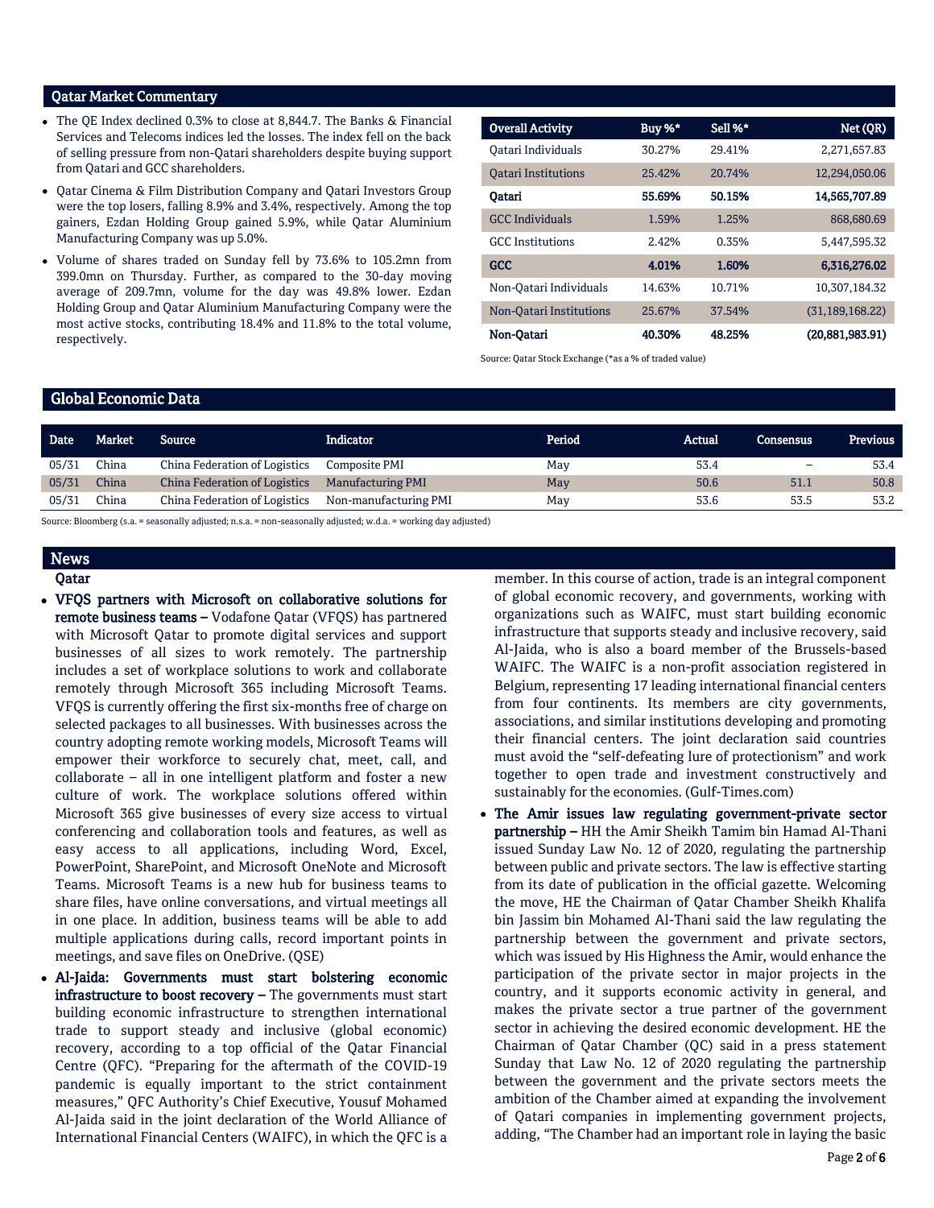## Qatar Market Commentary

- The QE Index declined 0.3% to close at 8,844.7. The Banks & Financial Services and Telecoms indices led the losses. The index fell on the back of selling pressure from non-Qatari shareholders despite buying support from Qatari and GCC shareholders.
- Qatar Cinema & Film Distribution Company and Qatari Investors Group were the top losers, falling 8.9% and 3.4%, respectively. Among the top gainers, Ezdan Holding Group gained 5.9%, while Qatar Aluminium Manufacturing Company was up 5.0%.
- Volume of shares traded on Sunday fell by 73.6% to 105.2mn from 399.0mn on Thursday. Further, as compared to the 30-day moving average of 209.7mn, volume for the day was 49.8% lower. Ezdan Holding Group and Qatar Aluminium Manufacturing Company were the most active stocks, contributing 18.4% and 11.8% to the total volume, respectively.

| Overall Activity | Buy %* | Sell %* | Net (QR) |
|---|---|---|---|
| Qatari Individuals | 30.27% | 29.41% | 2,271,657.83 |
| Qatari Institutions | 25.42% | 20.74% | 12,294,050.06 |
| **Qatari** | **55.69%** | **50.15%** | **14,565,707.89** |
| GCC Individuals | 1.59% | 1.25% | 868,680.69 |
| GCC Institutions | 2.42% | 0.35% | 5,447,595.32 |
| **GCC** | **4.01%** | **1.60%** | **6,316,276.02** |
| Non-Qatari Individuals | 14.63% | 10.71% | 10,307,184.32 |
| Non-Qatari Institutions | 25.67% | 37.54% | (31,189,168.22) |
| **Non-Qatari** | **40.30%** | **48.25%** | **(20,881,983.91)** |

Source: Qatar Stock Exchange (*as a % of traded value)

## Global Economic Data

| Date | Market | Source | Indicator | Period | Actual | Consensus | Previous |
|---|---|---|---|---|---|---|---|
| 05/31 | China | China Federation of Logistics | Composite PMI | May | 53.4 | – | 53.4 |
| 05/31 | China | China Federation of Logistics | Manufacturing PMI | May | 50.6 | 51.1 | 50.8 |
| 05/31 | China | China Federation of Logistics | Non-manufacturing PMI | May | 53.6 | 53.5 | 53.2 |

Source: Bloomberg (s.a. = seasonally adjusted; n.s.a. = non-seasonally adjusted; w.d.a. = working day adjusted)

## News

### Qatar

- **VFQS partners with Microsoft on collaborative solutions for remote business teams –** Vodafone Qatar (VFQS) has partnered with Microsoft Qatar to promote digital services and support businesses of all sizes to work remotely. The partnership includes a set of workplace solutions to work and collaborate remotely through Microsoft 365 including Microsoft Teams. VFQS is currently offering the first six-months free of charge on selected packages to all businesses. With businesses across the country adopting remote working models, Microsoft Teams will empower their workforce to securely chat, meet, call, and collaborate – all in one intelligent platform and foster a new culture of work. The workplace solutions offered within Microsoft 365 give businesses of every size access to virtual conferencing and collaboration tools and features, as well as easy access to all applications, including Word, Excel, PowerPoint, SharePoint, and Microsoft OneNote and Microsoft Teams. Microsoft Teams is a new hub for business teams to share files, have online conversations, and virtual meetings all in one place. In addition, business teams will be able to add multiple applications during calls, record important points in meetings, and save files on OneDrive. (QSE)
- **Al-Jaida: Governments must start bolstering economic infrastructure to boost recovery –** The governments must start building economic infrastructure to strengthen international trade to support steady and inclusive (global economic) recovery, according to a top official of the Qatar Financial Centre (QFC). "Preparing for the aftermath of the COVID-19 pandemic is equally important to the strict containment measures," QFC Authority's Chief Executive, Yousuf Mohamed Al-Jaida said in the joint declaration of the World Alliance of International Financial Centers (WAIFC), in which the QFC is a member. In this course of action, trade is an integral component of global economic recovery, and governments, working with organizations such as WAIFC, must start building economic infrastructure that supports steady and inclusive recovery, said Al-Jaida, who is also a board member of the Brussels-based WAIFC. The WAIFC is a non-profit association registered in Belgium, representing 17 leading international financial centers from four continents. Its members are city governments, associations, and similar institutions developing and promoting their financial centers. The joint declaration said countries must avoid the "self-defeating lure of protectionism" and work together to open trade and investment constructively and sustainably for the economies. (Gulf-Times.com)
- **The Amir issues law regulating government-private sector partnership –** HH the Amir Sheikh Tamim bin Hamad Al-Thani issued Sunday Law No. 12 of 2020, regulating the partnership between public and private sectors. The law is effective starting from its date of publication in the official gazette. Welcoming the move, HE the Chairman of Qatar Chamber Sheikh Khalifa bin Jassim bin Mohamed Al-Thani said the law regulating the partnership between the government and private sectors, which was issued by His Highness the Amir, would enhance the participation of the private sector in major projects in the country, and it supports economic activity in general, and makes the private sector a true partner of the government sector in achieving the desired economic development. HE the Chairman of Qatar Chamber (QC) said in a press statement Sunday that Law No. 12 of 2020 regulating the partnership between the government and the private sectors meets the ambition of the Chamber aimed at expanding the involvement of Qatari companies in implementing government projects, adding, "The Chamber had an important role in laying the basic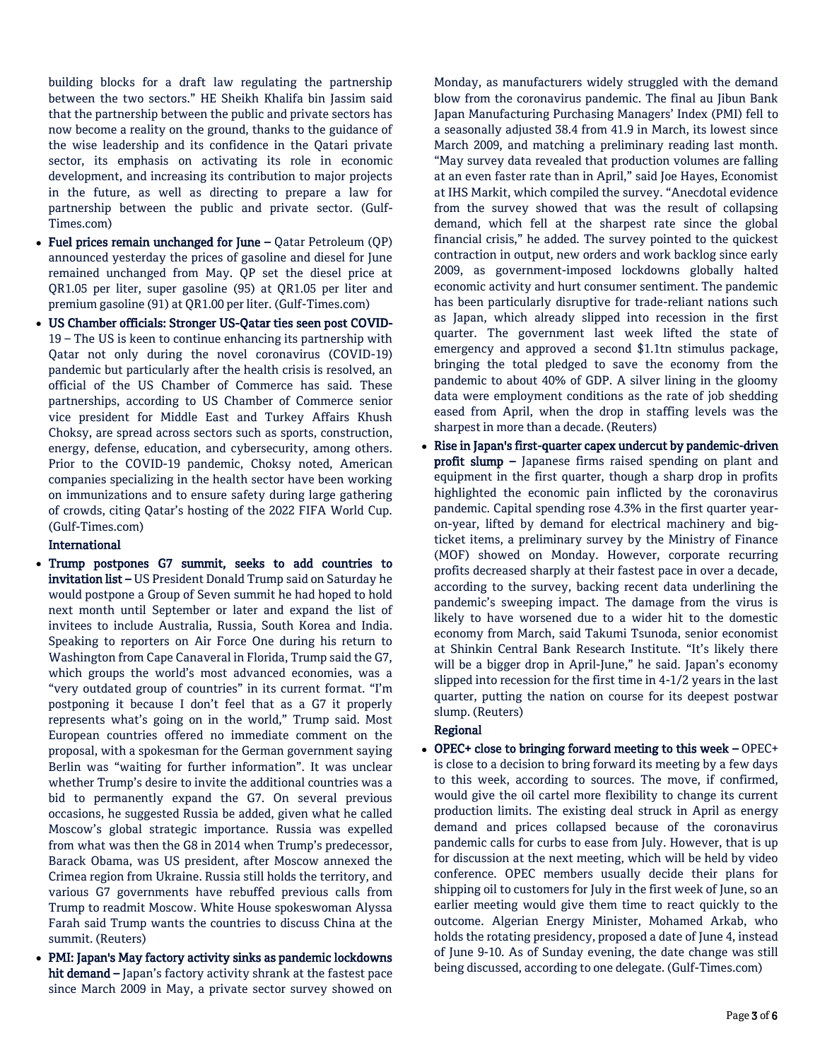building blocks for a draft law regulating the partnership between the two sectors." HE Sheikh Khalifa bin Jassim said that the partnership between the public and private sectors has now become a reality on the ground, thanks to the guidance of the wise leadership and its confidence in the Qatari private sector, its emphasis on activating its role in economic development, and increasing its contribution to major projects in the future, as well as directing to prepare a law for partnership between the public and private sector. (Gulf-Times.com)

- **Fuel prices remain unchanged for June –** Qatar Petroleum (QP) announced yesterday the prices of gasoline and diesel for June remained unchanged from May. QP set the diesel price at QR1.05 per liter, super gasoline (95) at QR1.05 per liter and premium gasoline (91) at QR1.00 per liter. (Gulf-Times.com)
- **US Chamber officials: Stronger US-Qatar ties seen post COVID-19 –** The US is keen to continue enhancing its partnership with Qatar not only during the novel coronavirus (COVID-19) pandemic but particularly after the health crisis is resolved, an official of the US Chamber of Commerce has said. These partnerships, according to US Chamber of Commerce senior vice president for Middle East and Turkey Affairs Khush Choksy, are spread across sectors such as sports, construction, energy, defense, education, and cybersecurity, among others. Prior to the COVID-19 pandemic, Choksy noted, American companies specializing in the health sector have been working on immunizations and to ensure safety during large gathering of crowds, citing Qatar's hosting of the 2022 FIFA World Cup. (Gulf-Times.com)

## International

- **Trump postpones G7 summit, seeks to add countries to invitation list –** US President Donald Trump said on Saturday he would postpone a Group of Seven summit he had hoped to hold next month until September or later and expand the list of invitees to include Australia, Russia, South Korea and India. Speaking to reporters on Air Force One during his return to Washington from Cape Canaveral in Florida, Trump said the G7, which groups the world's most advanced economies, was a "very outdated group of countries" in its current format. "I'm postponing it because I don't feel that as a G7 it properly represents what's going on in the world," Trump said. Most European countries offered no immediate comment on the proposal, with a spokesman for the German government saying Berlin was "waiting for further information". It was unclear whether Trump's desire to invite the additional countries was a bid to permanently expand the G7. On several previous occasions, he suggested Russia be added, given what he called Moscow's global strategic importance. Russia was expelled from what was then the G8 in 2014 when Trump's predecessor, Barack Obama, was US president, after Moscow annexed the Crimea region from Ukraine. Russia still holds the territory, and various G7 governments have rebuffed previous calls from Trump to readmit Moscow. White House spokeswoman Alyssa Farah said Trump wants the countries to discuss China at the summit. (Reuters)
- **PMI: Japan's May factory activity sinks as pandemic lockdowns hit demand –** Japan's factory activity shrank at the fastest pace since March 2009 in May, a private sector survey showed on Monday, as manufacturers widely struggled with the demand blow from the coronavirus pandemic. The final au Jibun Bank Japan Manufacturing Purchasing Managers' Index (PMI) fell to a seasonally adjusted 38.4 from 41.9 in March, its lowest since March 2009, and matching a preliminary reading last month. "May survey data revealed that production volumes are falling at an even faster rate than in April," said Joe Hayes, Economist at IHS Markit, which compiled the survey. "Anecdotal evidence from the survey showed that was the result of collapsing demand, which fell at the sharpest rate since the global financial crisis," he added. The survey pointed to the quickest contraction in output, new orders and work backlog since early 2009, as government-imposed lockdowns globally halted economic activity and hurt consumer sentiment. The pandemic has been particularly disruptive for trade-reliant nations such as Japan, which already slipped into recession in the first quarter. The government last week lifted the state of emergency and approved a second $1.1tn stimulus package, bringing the total pledged to save the economy from the pandemic to about 40% of GDP. A silver lining in the gloomy data were employment conditions as the rate of job shedding eased from April, when the drop in staffing levels was the sharpest in more than a decade. (Reuters)
- **Rise in Japan's first-quarter capex undercut by pandemic-driven profit slump –** Japanese firms raised spending on plant and equipment in the first quarter, though a sharp drop in profits highlighted the economic pain inflicted by the coronavirus pandemic. Capital spending rose 4.3% in the first quarter year-on-year, lifted by demand for electrical machinery and big-ticket items, a preliminary survey by the Ministry of Finance (MOF) showed on Monday. However, corporate recurring profits decreased sharply at their fastest pace in over a decade, according to the survey, backing recent data underlining the pandemic's sweeping impact. The damage from the virus is likely to have worsened due to a wider hit to the domestic economy from March, said Takumi Tsunoda, senior economist at Shinkin Central Bank Research Institute. "It's likely there will be a bigger drop in April-June," he said. Japan's economy slipped into recession for the first time in 4-1/2 years in the last quarter, putting the nation on course for its deepest postwar slump. (Reuters)

## Regional

- **OPEC+ close to bringing forward meeting to this week –** OPEC+ is close to a decision to bring forward its meeting by a few days to this week, according to sources. The move, if confirmed, would give the oil cartel more flexibility to change its current production limits. The existing deal struck in April as energy demand and prices collapsed because of the coronavirus pandemic calls for curbs to ease from July. However, that is up for discussion at the next meeting, which will be held by video conference. OPEC members usually decide their plans for shipping oil to customers for July in the first week of June, so an earlier meeting would give them time to react quickly to the outcome. Algerian Energy Minister, Mohamed Arkab, who holds the rotating presidency, proposed a date of June 4, instead of June 9-10. As of Sunday evening, the date change was still being discussed, according to one delegate. (Gulf-Times.com)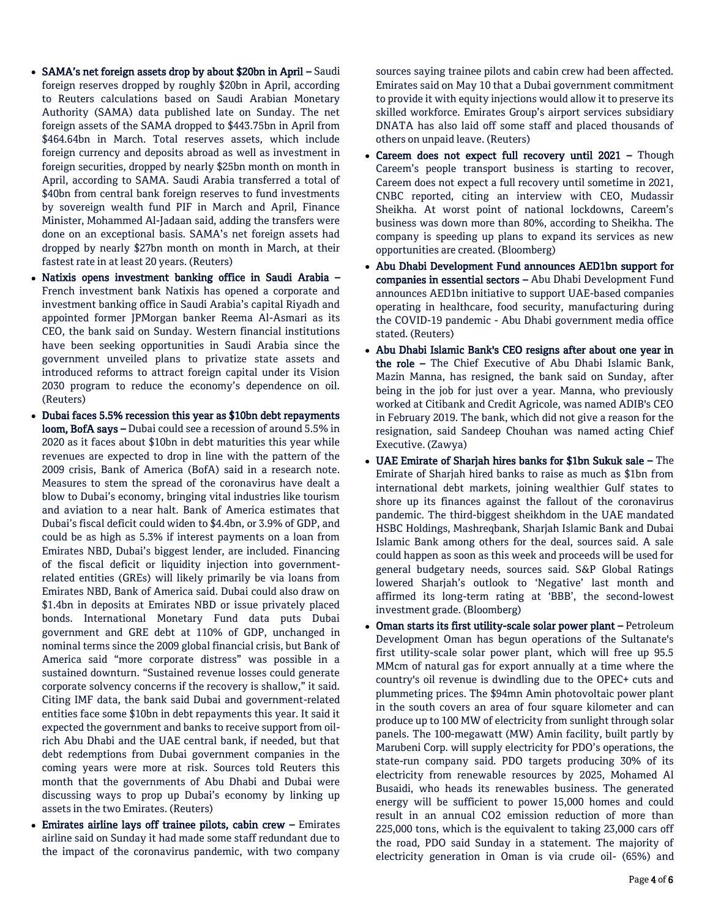- **SAMA's net foreign assets drop by about $20bn in April –** Saudi foreign reserves dropped by roughly $20bn in April, according to Reuters calculations based on Saudi Arabian Monetary Authority (SAMA) data published late on Sunday. The net foreign assets of the SAMA dropped to $443.75bn in April from $464.64bn in March. Total reserves assets, which include foreign currency and deposits abroad as well as investment in foreign securities, dropped by nearly $25bn month on month in April, according to SAMA. Saudi Arabia transferred a total of $40bn from central bank foreign reserves to fund investments by sovereign wealth fund PIF in March and April, Finance Minister, Mohammed Al-Jadaan said, adding the transfers were done on an exceptional basis. SAMA's net foreign assets had dropped by nearly $27bn month on month in March, at their fastest rate in at least 20 years. (Reuters)
- **Natixis opens investment banking office in Saudi Arabia –** French investment bank Natixis has opened a corporate and investment banking office in Saudi Arabia's capital Riyadh and appointed former JPMorgan banker Reema Al-Asmari as its CEO, the bank said on Sunday. Western financial institutions have been seeking opportunities in Saudi Arabia since the government unveiled plans to privatize state assets and introduced reforms to attract foreign capital under its Vision 2030 program to reduce the economy's dependence on oil. (Reuters)
- **Dubai faces 5.5% recession this year as $10bn debt repayments loom, BofA says –** Dubai could see a recession of around 5.5% in 2020 as it faces about $10bn in debt maturities this year while revenues are expected to drop in line with the pattern of the 2009 crisis, Bank of America (BofA) said in a research note. Measures to stem the spread of the coronavirus have dealt a blow to Dubai's economy, bringing vital industries like tourism and aviation to a near halt. Bank of America estimates that Dubai's fiscal deficit could widen to $4.4bn, or 3.9% of GDP, and could be as high as 5.3% if interest payments on a loan from Emirates NBD, Dubai's biggest lender, are included. Financing of the fiscal deficit or liquidity injection into government-related entities (GREs) will likely primarily be via loans from Emirates NBD, Bank of America said. Dubai could also draw on $1.4bn in deposits at Emirates NBD or issue privately placed bonds. International Monetary Fund data puts Dubai government and GRE debt at 110% of GDP, unchanged in nominal terms since the 2009 global financial crisis, but Bank of America said "more corporate distress" was possible in a sustained downturn. "Sustained revenue losses could generate corporate solvency concerns if the recovery is shallow," it said. Citing IMF data, the bank said Dubai and government-related entities face some $10bn in debt repayments this year. It said it expected the government and banks to receive support from oil-rich Abu Dhabi and the UAE central bank, if needed, but that debt redemptions from Dubai government companies in the coming years were more at risk. Sources told Reuters this month that the governments of Abu Dhabi and Dubai were discussing ways to prop up Dubai's economy by linking up assets in the two Emirates. (Reuters)
- **Emirates airline lays off trainee pilots, cabin crew –** Emirates airline said on Sunday it had made some staff redundant due to the impact of the coronavirus pandemic, with two company sources saying trainee pilots and cabin crew had been affected. Emirates said on May 10 that a Dubai government commitment to provide it with equity injections would allow it to preserve its skilled workforce. Emirates Group's airport services subsidiary DNATA has also laid off some staff and placed thousands of others on unpaid leave. (Reuters)
- **Careem does not expect full recovery until 2021 –** Though Careem's people transport business is starting to recover, Careem does not expect a full recovery until sometime in 2021, CNBC reported, citing an interview with CEO, Mudassir Sheikha. At worst point of national lockdowns, Careem's business was down more than 80%, according to Sheikha. The company is speeding up plans to expand its services as new opportunities are created. (Bloomberg)
- **Abu Dhabi Development Fund announces AED1bn support for companies in essential sectors –** Abu Dhabi Development Fund announces AED1bn initiative to support UAE-based companies operating in healthcare, food security, manufacturing during the COVID-19 pandemic - Abu Dhabi government media office stated. (Reuters)
- **Abu Dhabi Islamic Bank's CEO resigns after about one year in the role –** The Chief Executive of Abu Dhabi Islamic Bank, Mazin Manna, has resigned, the bank said on Sunday, after being in the job for just over a year. Manna, who previously worked at Citibank and Credit Agricole, was named ADIB's CEO in February 2019. The bank, which did not give a reason for the resignation, said Sandeep Chouhan was named acting Chief Executive. (Zawya)
- **UAE Emirate of Sharjah hires banks for $1bn Sukuk sale –** The Emirate of Sharjah hired banks to raise as much as $1bn from international debt markets, joining wealthier Gulf states to shore up its finances against the fallout of the coronavirus pandemic. The third-biggest sheikhdom in the UAE mandated HSBC Holdings, Mashreqbank, Sharjah Islamic Bank and Dubai Islamic Bank among others for the deal, sources said. A sale could happen as soon as this week and proceeds will be used for general budgetary needs, sources said. S&P Global Ratings lowered Sharjah's outlook to 'Negative' last month and affirmed its long-term rating at 'BBB', the second-lowest investment grade. (Bloomberg)
- **Oman starts its first utility-scale solar power plant –** Petroleum Development Oman has begun operations of the Sultanate's first utility-scale solar power plant, which will free up 95.5 MMcm of natural gas for export annually at a time where the country's oil revenue is dwindling due to the OPEC+ cuts and plummeting prices. The $94mn Amin photovoltaic power plant in the south covers an area of four square kilometer and can produce up to 100 MW of electricity from sunlight through solar panels. The 100-megawatt (MW) Amin facility, built partly by Marubeni Corp. will supply electricity for PDO's operations, the state-run company said. PDO targets producing 30% of its electricity from renewable resources by 2025, Mohamed Al Busaidi, who heads its renewables business. The generated energy will be sufficient to power 15,000 homes and could result in an annual $CO_2$ emission reduction of more than 225,000 tons, which is the equivalent to taking 23,000 cars off the road, PDO said Sunday in a statement. The majority of electricity generation in Oman is via crude oil- (65%) and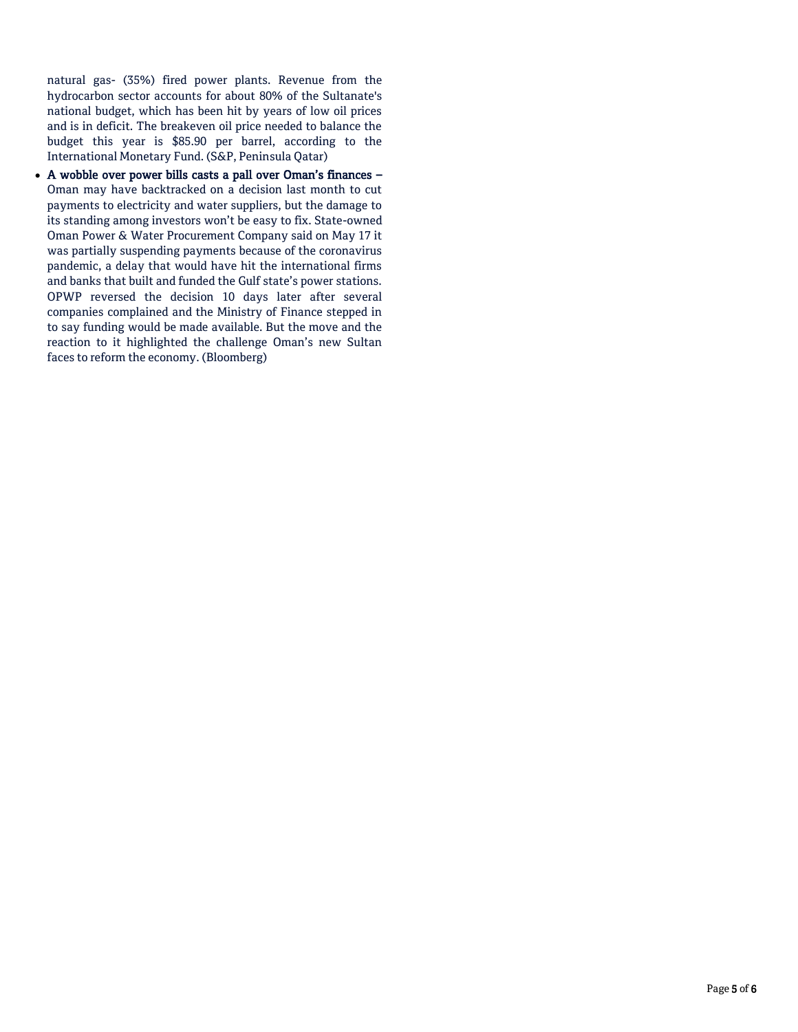natural gas- (35%) fired power plants. Revenue from the hydrocarbon sector accounts for about 80% of the Sultanate's national budget, which has been hit by years of low oil prices and is in deficit. The breakeven oil price needed to balance the budget this year is $85.90 per barrel, according to the International Monetary Fund. (S&P, Peninsula Qatar)

- **A wobble over power bills casts a pall over Oman's finances –** Oman may have backtracked on a decision last month to cut payments to electricity and water suppliers, but the damage to its standing among investors won't be easy to fix. State-owned Oman Power & Water Procurement Company said on May 17 it was partially suspending payments because of the coronavirus pandemic, a delay that would have hit the international firms and banks that built and funded the Gulf state's power stations. OPWP reversed the decision 10 days later after several companies complained and the Ministry of Finance stepped in to say funding would be made available. But the move and the reaction to it highlighted the challenge Oman's new Sultan faces to reform the economy. (Bloomberg)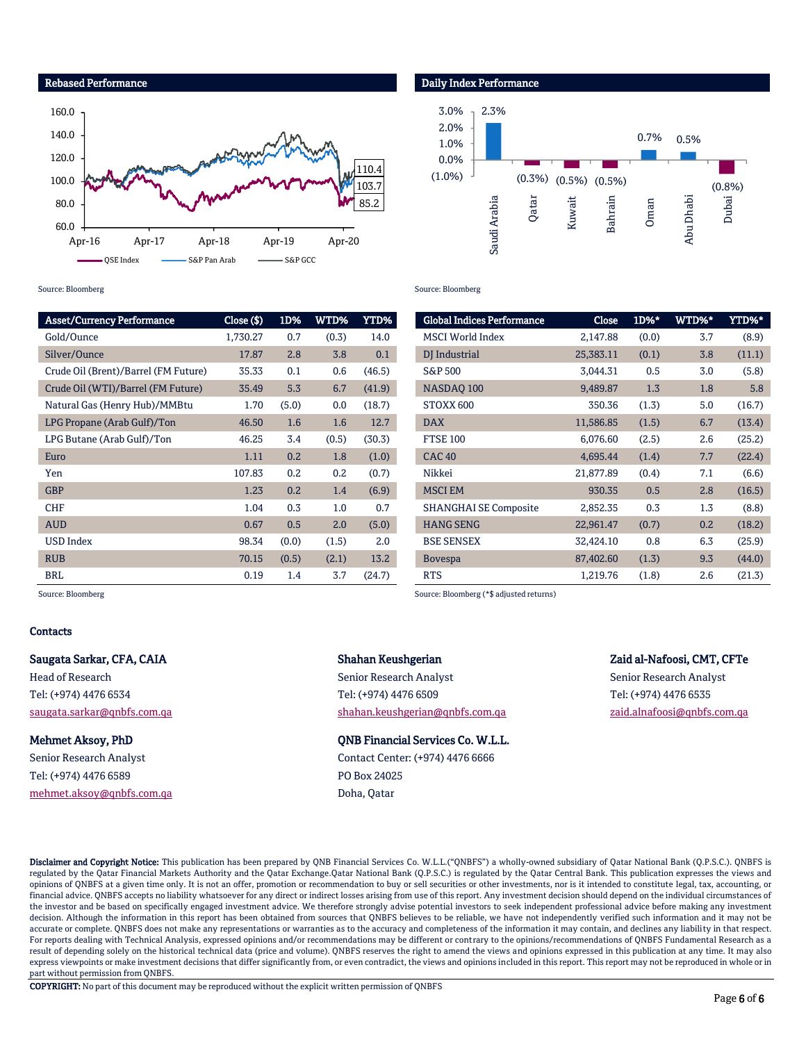## Rebased Performance

160.0
140.0
120.0
100.0
80.0
60.0

Apr-16 Apr-17 Apr-18 Apr-19 Apr-20

110.4
103.7
85.2

QSE Index S&P Pan Arab S&P GCC

Source: Bloomberg

## Daily Index Performance

3.0%
2.0%
1.0%
0.0%
(1.0%)

2.3% (0.3%) (0.5%) (0.5%) 0.7% 0.5% (0.8%)

Saudi Arabia Qatar Kuwait Bahrain Oman Abu Dhabi Dubai

Source: Bloomberg

| Asset/Currency Performance | Close ($) | 1D% | WTD% | YTD% |
|---|---|---|---|---|
| Gold/Ounce | 1,730.27 | 0.7 | (0.3) | 14.0 |
| Silver/Ounce | 17.87 | 2.8 | 3.8 | 0.1 |
| Crude Oil (Brent)/Barrel (FM Future) | 35.33 | 0.1 | 0.6 | (46.5) |
| Crude Oil (WTI)/Barrel (FM Future) | 35.49 | 5.3 | 6.7 | (41.9) |
| Natural Gas (Henry Hub)/MMBtu | 1.70 | (5.0) | 0.0 | (18.7) |
| LPG Propane (Arab Gulf)/Ton | 46.50 | 1.6 | 1.6 | 12.7 |
| LPG Butane (Arab Gulf)/Ton | 46.25 | 3.4 | (0.5) | (30.3) |
| Euro | 1.11 | 0.2 | 1.8 | (1.0) |
| Yen | 107.83 | 0.2 | 0.2 | (0.7) |
| GBP | 1.23 | 0.2 | 1.4 | (6.9) |
| CHF | 1.04 | 0.3 | 1.0 | 0.7 |
| AUD | 0.67 | 0.5 | 2.0 | (5.0) |
| USD Index | 98.34 | (0.0) | (1.5) | 2.0 |
| RUB | 70.15 | (0.5) | (2.1) | 13.2 |
| BRL | 0.19 | 1.4 | 3.7 | (24.7) |

Source: Bloomberg

| Global Indices Performance | Close | 1D%* | WTD%* | YTD%* |
|---|---|---|---|---|
| MSCI World Index | 2,147.88 | (0.0) | 3.7 | (8.9) |
| DJ Industrial | 25,383.11 | (0.1) | 3.8 | (11.1) |
| S&P 500 | 3,044.31 | 0.5 | 3.0 | (5.8) |
| NASDAQ 100 | 9,489.87 | 1.3 | 1.8 | 5.8 |
| STOXX 600 | 350.36 | (1.3) | 5.0 | (16.7) |
| DAX | 11,586.85 | (1.5) | 6.7 | (13.4) |
| FTSE 100 | 6,076.60 | (2.5) | 2.6 | (25.2) |
| CAC 40 | 4,695.44 | (1.4) | 7.7 | (22.4) |
| Nikkei | 21,877.89 | (0.4) | 7.1 | (6.6) |
| MSCI EM | 930.35 | 0.5 | 2.8 | (16.5) |
| SHANGHAI SE Composite | 2,852.35 | 0.3 | 1.3 | (8.8) |
| HANG SENG | 22,961.47 | (0.7) | 0.2 | (18.2) |
| BSE SENSEX | 32,424.10 | 0.8 | 6.3 | (25.9) |
| Bovespa | 87,402.60 | (1.3) | 9.3 | (44.0) |
| RTS | 1,219.76 | (1.8) | 2.6 | (21.3) |

Source: Bloomberg (*$ adjusted returns)

### Contacts

**Saugata Sarkar, CFA, CAIA**
Head of Research
Tel: (+974) 4476 6534
saugata.sarkar@qnbfs.com.qa

**Shahan Keushgerian**
Senior Research Analyst
Tel: (+974) 4476 6509
shahan.keushgerian@qnbfs.com.qa

**Zaid al-Nafoosi, CMT, CFTe**
Senior Research Analyst
Tel: (+974) 4476 6535
zaid.alnafoosi@qnbfs.com.qa

**Mehmet Aksoy, PhD**
Senior Research Analyst
Tel: (+974) 4476 6589
mehmet.aksoy@qnbfs.com.qa

**QNB Financial Services Co. W.L.L.**
Contact Center: (+974) 4476 6666
PO Box 24025
Doha, Qatar

**Disclaimer and Copyright Notice:** This publication has been prepared by QNB Financial Services Co. W.L.L.("QNBFS") a wholly-owned subsidiary of Qatar National Bank (Q.P.S.C.). QNBFS is regulated by the Qatar Financial Markets Authority and the Qatar Exchange.Qatar National Bank (Q.P.S.C.) is regulated by the Qatar Central Bank. This publication expresses the views and opinions of QNBFS at a given time only. It is not an offer, promotion or recommendation to buy or sell securities or other investments, nor is it intended to constitute legal, tax, accounting, or financial advice. QNBFS accepts no liability whatsoever for any direct or indirect losses arising from use of this report. Any investment decision should depend on the individual circumstances of the investor and be based on specifically engaged investment advice. We therefore strongly advise potential investors to seek independent professional advice before making any investment decision. Although the information in this report has been obtained from sources that QNBFS believes to be reliable, we have not independently verified such information and it may not be accurate or complete. QNBFS does not make any representations or warranties as to the accuracy and completeness of the information it may contain, and declines any liability in that respect. For reports dealing with Technical Analysis, expressed opinions and/or recommendations may be different or contrary to the opinions/recommendations of QNBFS Fundamental Research as a result of depending solely on the historical technical data (price and volume). QNBFS reserves the right to amend the views and opinions expressed in this publication at any time. It may also express viewpoints or make investment decisions that differ significantly from, or even contradict, the views and opinions included in this report. This report may not be reproduced in whole or in part without permission from QNBFS.

**COPYRIGHT:** No part of this document may be reproduced without the explicit written permission of QNBFS